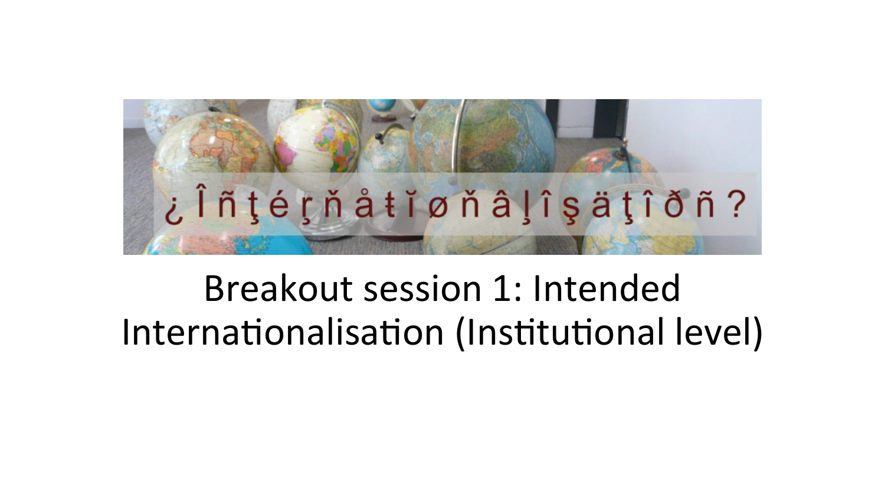¿Îñţéŗňåŧĭøňâļîşäţîðñ?

# Breakout session 1: Intended Internationalisation (Institutional level)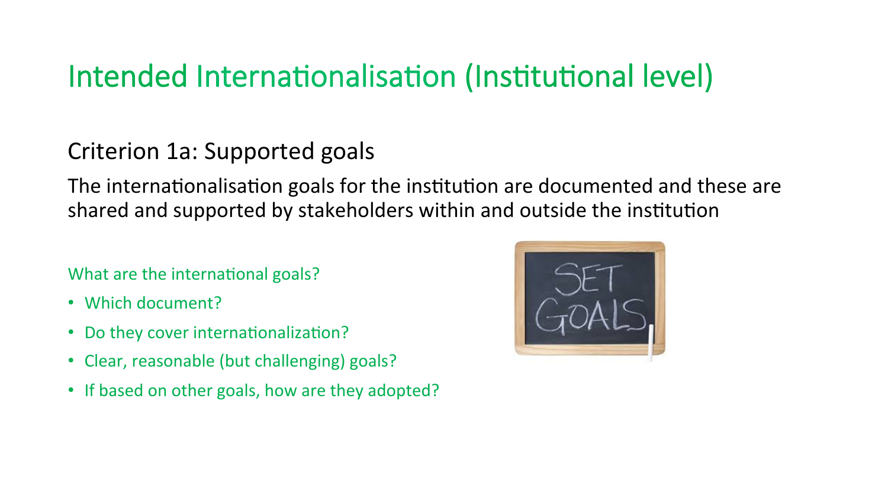# Intended Internationalisation (Institutional level)

## Criterion 1a: Supported goals

The internationalisation goals for the institution are documented and these are shared and supported by stakeholders within and outside the institution

What are the international goals?

- Which document?
- Do they cover internationalization?
- Clear, reasonable (but challenging) goals?
- If based on other goals, how are they adopted?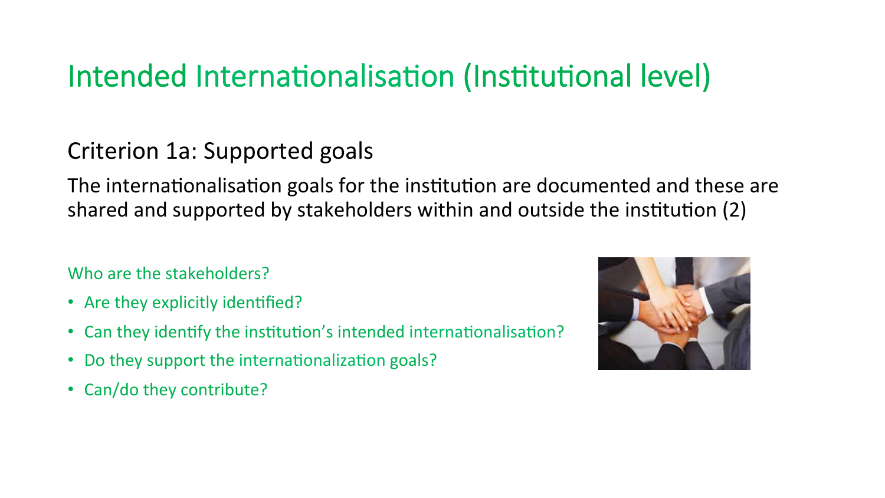# Intended Internationalisation (Institutional level)

## Criterion 1a: Supported goals

The internationalisation goals for the institution are documented and these are shared and supported by stakeholders within and outside the institution (2)

Who are the stakeholders?

- Are they explicitly identified?
- Can they identify the institution's intended internationalisation?
- Do they support the internationalization goals?
- Can/do they contribute?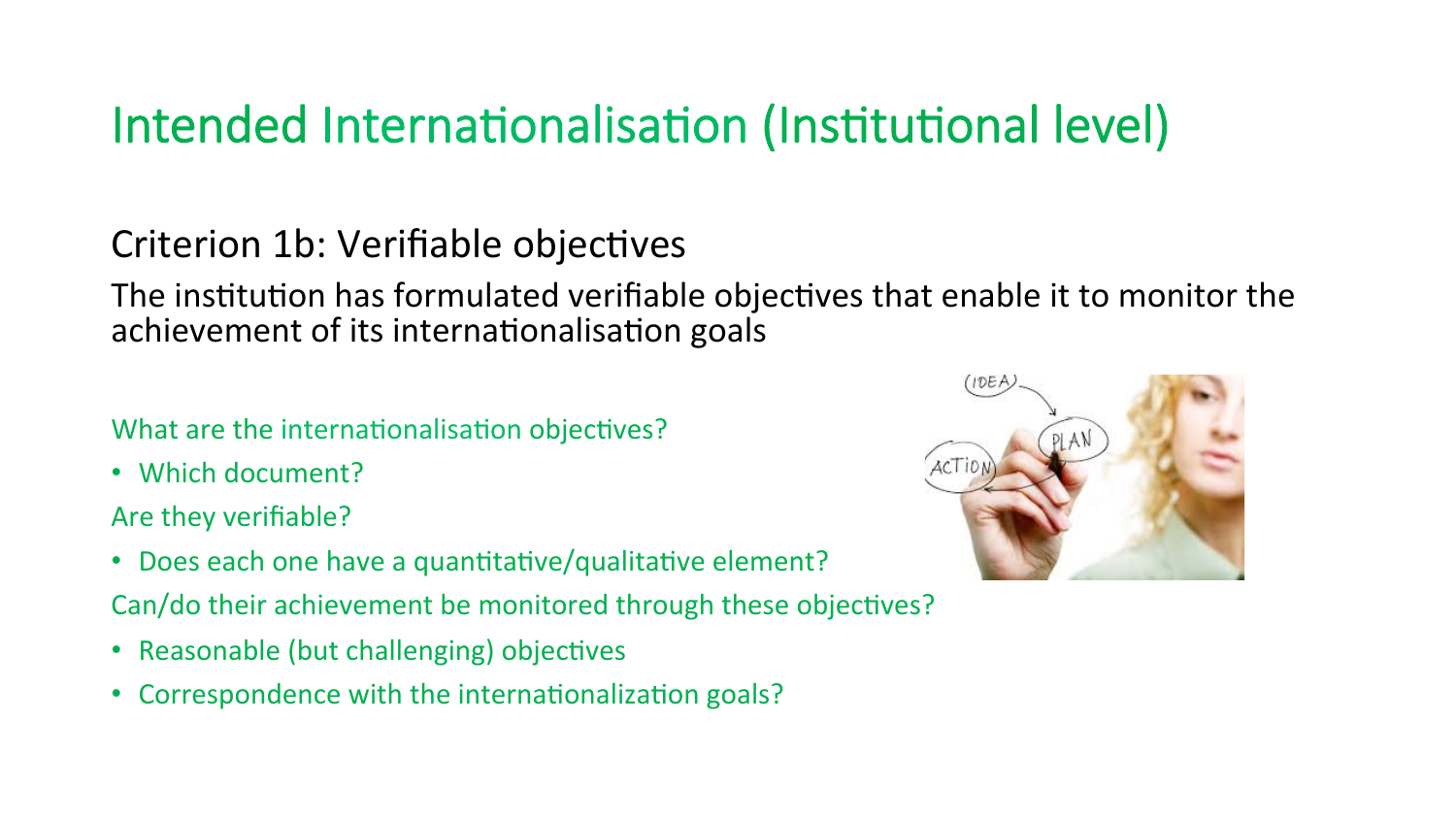# Intended Internationalisation (Institutional level)

## Criterion 1b: Verifiable objectives

The institution has formulated verifiable objectives that enable it to monitor the achievement of its internationalisation goals

What are the internationalisation objectives?

- Which document?

Are they verifiable?

- Does each one have a quantitative/qualitative element?

Can/do their achievement be monitored through these objectives?

- Reasonable (but challenging) objectives
- Correspondence with the internationalization goals?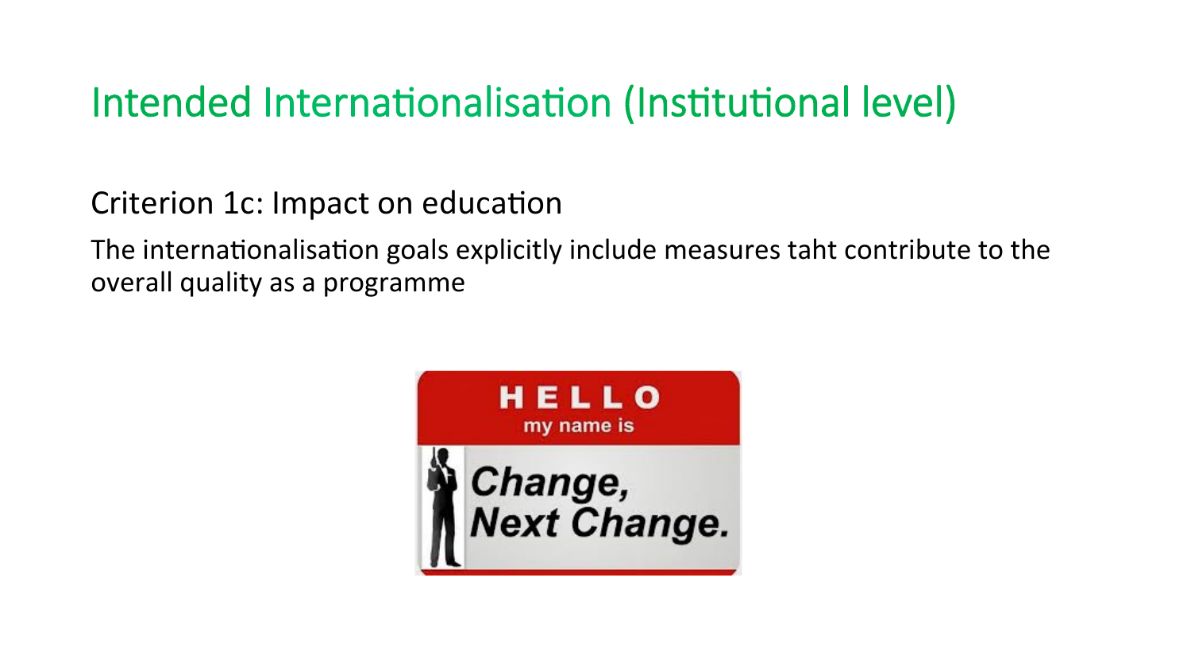# Intended Internationalisation (Institutional level)

Criterion 1c: Impact on education

The internationalisation goals explicitly include measures taht contribute to the overall quality as a programme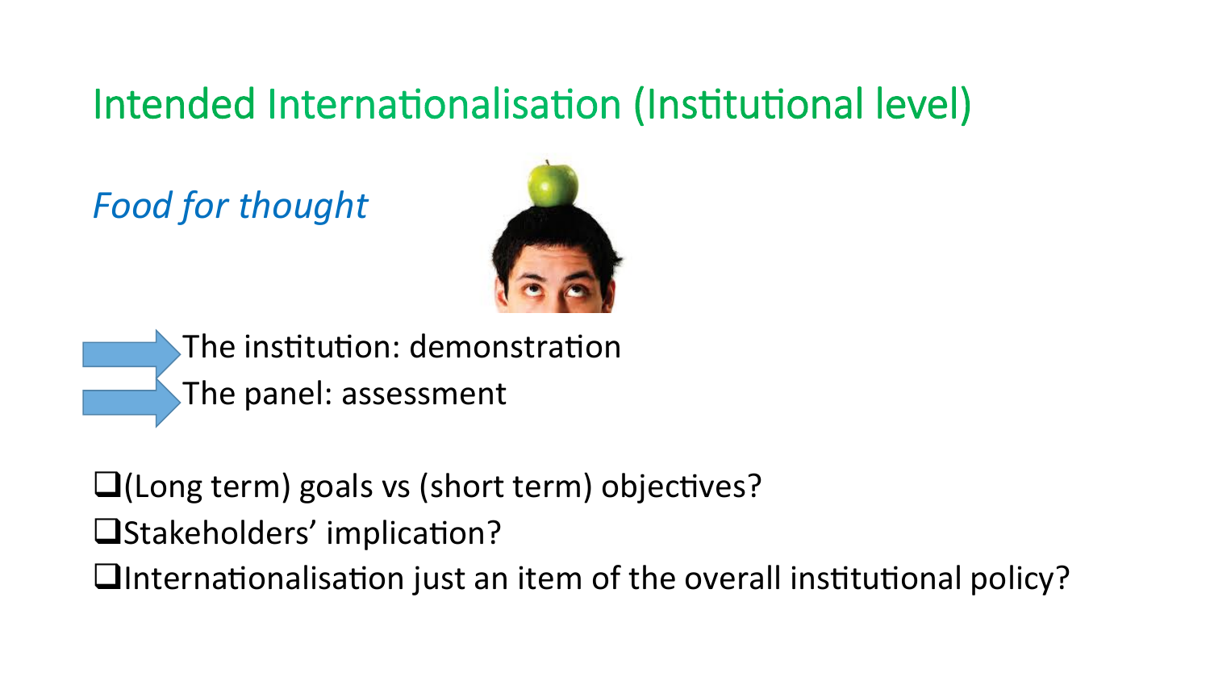# Intended Internationalisation (Institutional level)

*Food for thought*

- The institution: demonstration
- The panel: assessment

- ❑(Long term) goals vs (short term) objectives?
- ❑Stakeholders' implication?
- ❑Internationalisation just an item of the overall institutional policy?